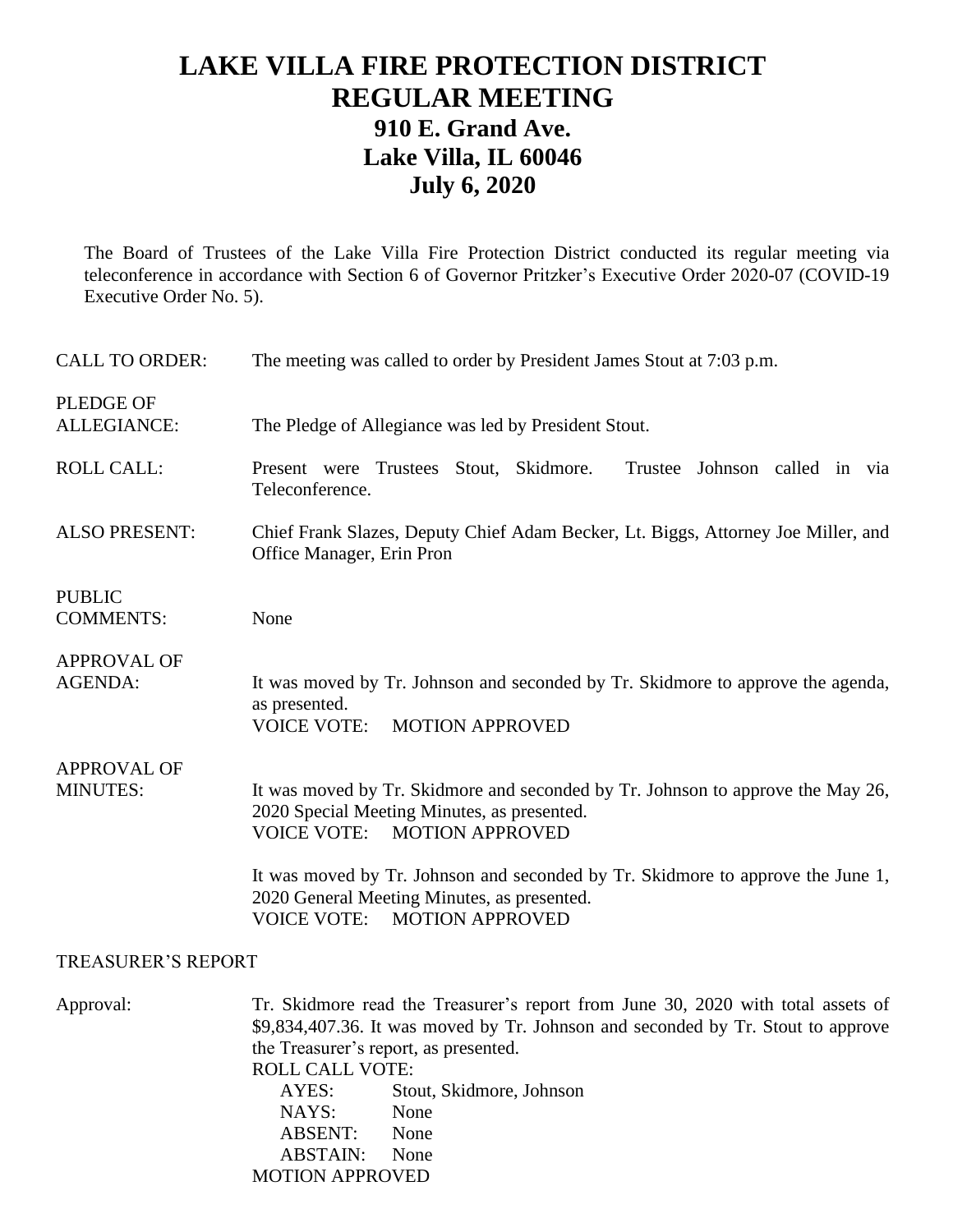# LAKE VILLA FIRE PROTECTION DISTRICT
# REGULAR MEETING
## 910 E. Grand Ave.
## Lake Villa, IL 60046
## July 6, 2020

The Board of Trustees of the Lake Villa Fire Protection District conducted its regular meeting via teleconference in accordance with Section 6 of Governor Pritzker's Executive Order 2020-07 (COVID-19 Executive Order No. 5).

CALL TO ORDER: The meeting was called to order by President James Stout at 7:03 p.m.

PLEDGE OF ALLEGIANCE: The Pledge of Allegiance was led by President Stout.

ROLL CALL: Present were Trustees Stout, Skidmore. Trustee Johnson called in via Teleconference.

ALSO PRESENT: Chief Frank Slazes, Deputy Chief Adam Becker, Lt. Biggs, Attorney Joe Miller, and Office Manager, Erin Pron

PUBLIC COMMENTS: None

APPROVAL OF AGENDA: It was moved by Tr. Johnson and seconded by Tr. Skidmore to approve the agenda, as presented.
VOICE VOTE: MOTION APPROVED

APPROVAL OF MINUTES: It was moved by Tr. Skidmore and seconded by Tr. Johnson to approve the May 26, 2020 Special Meeting Minutes, as presented.
VOICE VOTE: MOTION APPROVED

It was moved by Tr. Johnson and seconded by Tr. Skidmore to approve the June 1, 2020 General Meeting Minutes, as presented.
VOICE VOTE: MOTION APPROVED

TREASURER'S REPORT

Approval: Tr. Skidmore read the Treasurer's report from June 30, 2020 with total assets of $9,834,407.36. It was moved by Tr. Johnson and seconded by Tr. Stout to approve the Treasurer's report, as presented.
ROLL CALL VOTE:
AYES: Stout, Skidmore, Johnson
NAYS: None
ABSENT: None
ABSTAIN: None
MOTION APPROVED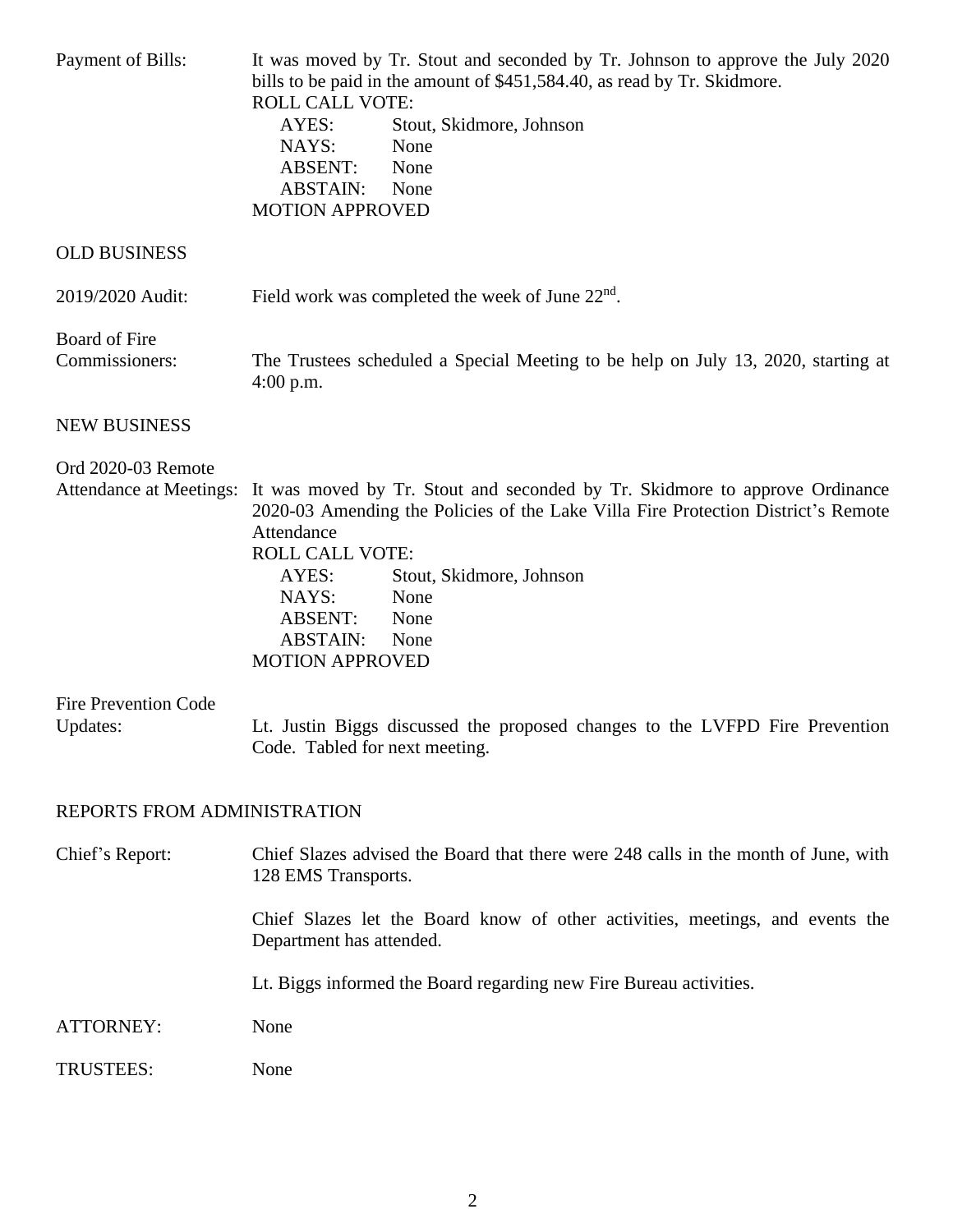**Payment of Bills:** It was moved by Tr. Stout and seconded by Tr. Johnson to approve the July 2020 bills to be paid in the amount of $451,584.40, as read by Tr. Skidmore.

ROLL CALL VOTE:

| | |
|---|---|
| AYES: | Stout, Skidmore, Johnson |
| NAYS: | None |
| ABSENT: | None |
| ABSTAIN: | None |

MOTION APPROVED

## OLD BUSINESS

**2019/2020 Audit:** Field work was completed the week of June 22nd.

**Board of Fire Commissioners:** The Trustees scheduled a Special Meeting to be help on July 13, 2020, starting at 4:00 p.m.

## NEW BUSINESS

**Ord 2020-03 Remote Attendance at Meetings:** It was moved by Tr. Stout and seconded by Tr. Skidmore to approve Ordinance 2020-03 Amending the Policies of the Lake Villa Fire Protection District's Remote Attendance

ROLL CALL VOTE:

| | |
|---|---|
| AYES: | Stout, Skidmore, Johnson |
| NAYS: | None |
| ABSENT: | None |
| ABSTAIN: | None |

MOTION APPROVED

**Fire Prevention Code Updates:** Lt. Justin Biggs discussed the proposed changes to the LVFPD Fire Prevention Code. Tabled for next meeting.

## REPORTS FROM ADMINISTRATION

**Chief's Report:** Chief Slazes advised the Board that there were 248 calls in the month of June, with 128 EMS Transports.

Chief Slazes let the Board know of other activities, meetings, and events the Department has attended.

Lt. Biggs informed the Board regarding new Fire Bureau activities.

**ATTORNEY:** None

**TRUSTEES:** None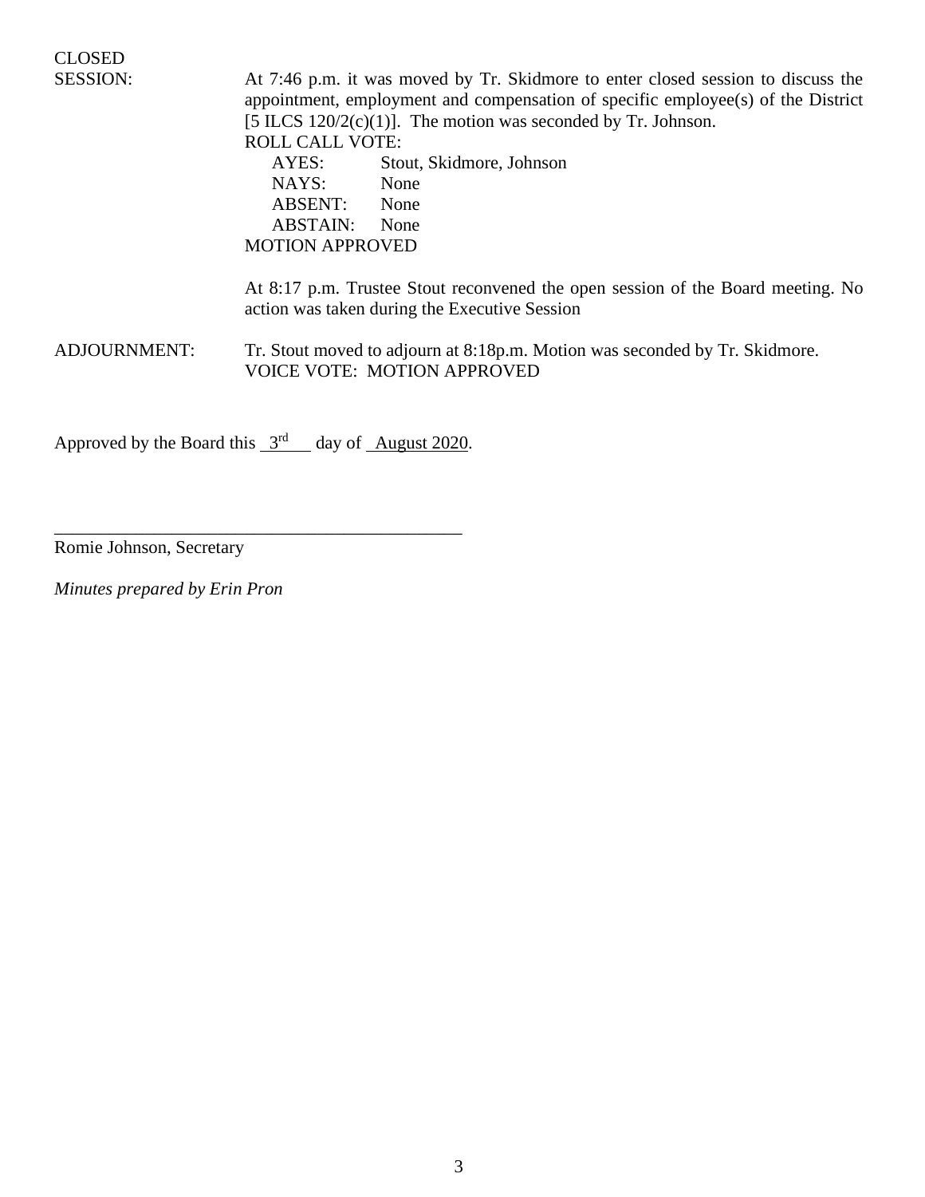**CLOSED SESSION:**

At 7:46 p.m. it was moved by Tr. Skidmore to enter closed session to discuss the appointment, employment and compensation of specific employee(s) of the District [5 ILCS 120/2(c)(1)]. The motion was seconded by Tr. Johnson.

ROLL CALL VOTE:

| | |
|---|---|
| AYES: | Stout, Skidmore, Johnson |
| NAYS: | None |
| ABSENT: | None |
| ABSTAIN: | None |

MOTION APPROVED

At 8:17 p.m. Trustee Stout reconvened the open session of the Board meeting. No action was taken during the Executive Session

**ADJOURNMENT:**

Tr. Stout moved to adjourn at 8:18p.m. Motion was seconded by Tr. Skidmore.
VOICE VOTE: MOTION APPROVED

Approved by the Board this 3rd day of August 2020.

_______________________________________________

Romie Johnson, Secretary

*Minutes prepared by Erin Pron*